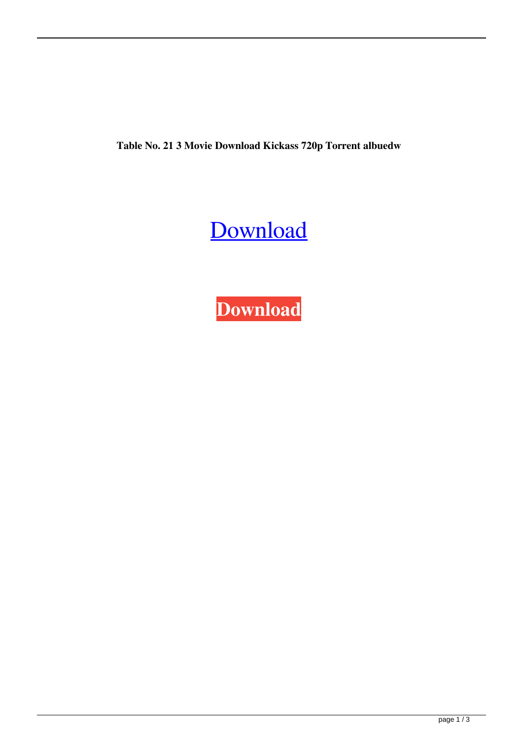**Table No. 21 3 Movie Download Kickass 720p Torrent albuedw**

Download

**Download**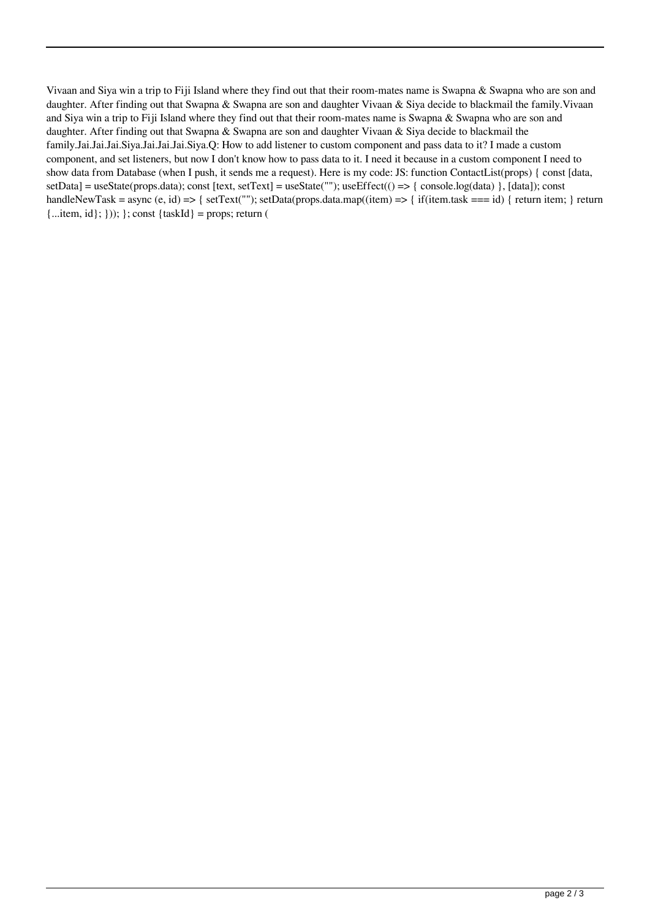Vivaan and Siya win a trip to Fiji Island where they find out that their room-mates name is Swapna & Swapna who are son and daughter. After finding out that Swapna & Swapna are son and daughter Vivaan & Siya decide to blackmail the family.Vivaan and Siya win a trip to Fiji Island where they find out that their room-mates name is Swapna & Swapna who are son and daughter. After finding out that Swapna & Swapna are son and daughter Vivaan & Siya decide to blackmail the family.Jai.Jai.Jai.Siya.Jai.Jai.Jai.Siya.Q: How to add listener to custom component and pass data to it? I made a custom component, and set listeners, but now I don't know how to pass data to it. I need it because in a custom component I need to show data from Database (when I push, it sends me a request). Here is my code: JS: function ContactList(props) { const [data, setData] = useState(props.data); const [text, setText] = useState(""); useEffect(() => { console.log(data) }, [data]); const handleNewTask = async (e, id) => { setText(""); setData(props.data.map((item) => { if(item.task === id) { return item; } return {...item, id}; })); }; const {taskId} = props; return (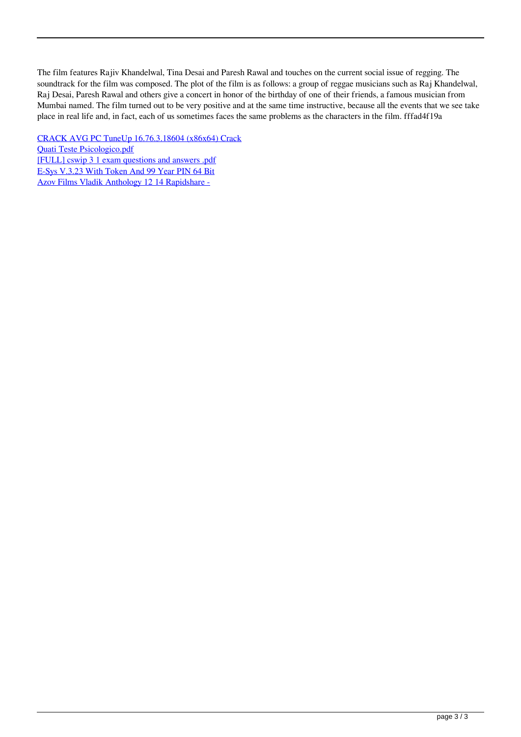The film features Rajiv Khandelwal, Tina Desai and Paresh Rawal and touches on the current social issue of regging. The soundtrack for the film was composed. The plot of the film is as follows: a group of reggae musicians such as Raj Khandelwal, Raj Desai, Paresh Rawal and others give a concert in honor of the birthday of one of their friends, a famous musician from Mumbai named. The film turned out to be very positive and at the same time instructive, because all the events that we see take place in real life and, in fact, each of us sometimes faces the same problems as the characters in the film. fffad4f19a

CRACK AVG PC TuneUp 16.76.3.18604 (x86x64) Crack
Quati Teste Psicologico.pdf
[FULL] cswip 3 1 exam questions and answers .pdf
E-Sys V.3.23 With Token And 99 Year PIN 64 Bit
Azov Films Vladik Anthology 12 14 Rapidshare -